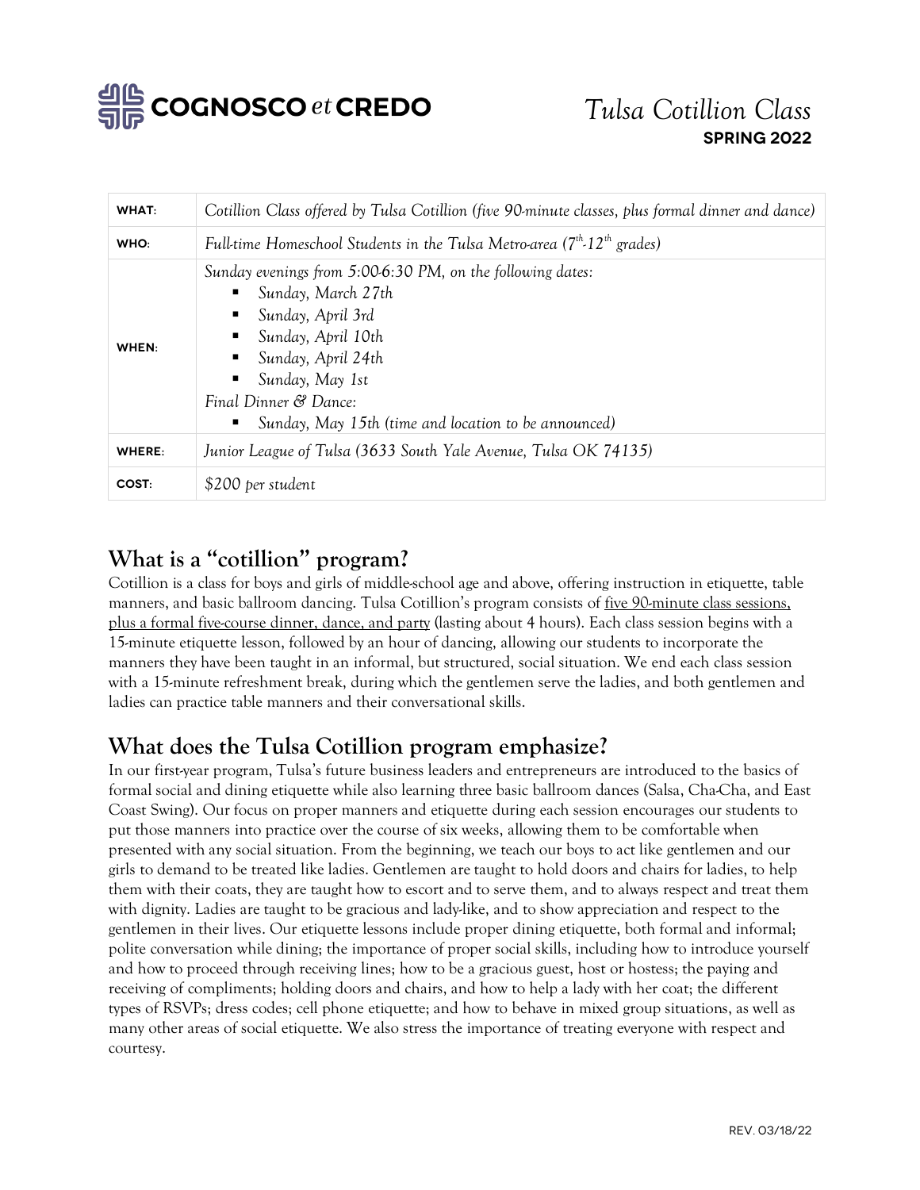COGNOSCO *et* CREDO

*Tulsa Cotillion Class*
**SPRING 2022**

| | |
|---|---|
| **WHAT:** | *Cotillion Class offered by Tulsa Cotillion (five 90-minute classes, plus formal dinner and dance)* |
| **WHO:** | *Full-time Homeschool Students in the Tulsa Metro-area (7th-12th grades)* |
| **WHEN:** | *Sunday evenings from 5:00-6:30 PM, on the following dates:*<br>▪ *Sunday, March 27th*<br>▪ *Sunday, April 3rd*<br>▪ *Sunday, April 10th*<br>▪ *Sunday, April 24th*<br>▪ *Sunday, May 1st*<br>*Final Dinner & Dance:*<br>▪ *Sunday, May 15th (time and location to be announced)* |
| **WHERE:** | *Junior League of Tulsa (3633 South Yale Avenue, Tulsa OK 74135)* |
| **COST:** | *$200 per student* |

## What is a "cotillion" program?

Cotillion is a class for boys and girls of middle-school age and above, offering instruction in etiquette, table manners, and basic ballroom dancing. Tulsa Cotillion's program consists of five 90-minute class sessions, plus a formal five-course dinner, dance, and party (lasting about 4 hours). Each class session begins with a 15-minute etiquette lesson, followed by an hour of dancing, allowing our students to incorporate the manners they have been taught in an informal, but structured, social situation. We end each class session with a 15-minute refreshment break, during which the gentlemen serve the ladies, and both gentlemen and ladies can practice table manners and their conversational skills.

## What does the Tulsa Cotillion program emphasize?

In our first-year program, Tulsa's future business leaders and entrepreneurs are introduced to the basics of formal social and dining etiquette while also learning three basic ballroom dances (Salsa, Cha-Cha, and East Coast Swing). Our focus on proper manners and etiquette during each session encourages our students to put those manners into practice over the course of six weeks, allowing them to be comfortable when presented with any social situation. From the beginning, we teach our boys to act like gentlemen and our girls to demand to be treated like ladies. Gentlemen are taught to hold doors and chairs for ladies, to help them with their coats, they are taught how to escort and to serve them, and to always respect and treat them with dignity. Ladies are taught to be gracious and lady-like, and to show appreciation and respect to the gentlemen in their lives. Our etiquette lessons include proper dining etiquette, both formal and informal; polite conversation while dining; the importance of proper social skills, including how to introduce yourself and how to proceed through receiving lines; how to be a gracious guest, host or hostess; the paying and receiving of compliments; holding doors and chairs, and how to help a lady with her coat; the different types of RSVPs; dress codes; cell phone etiquette; and how to behave in mixed group situations, as well as many other areas of social etiquette. We also stress the importance of treating everyone with respect and courtesy.

REV. 03/18/22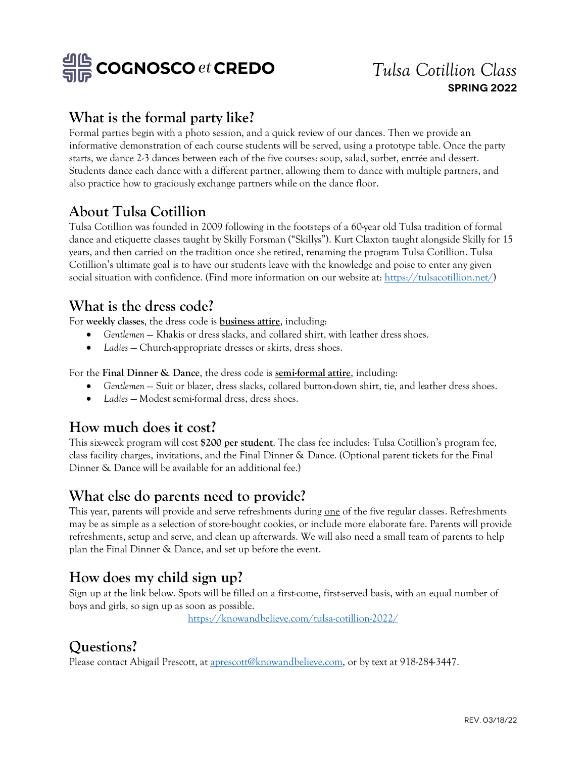COGNOSCO *et* CREDO

*Tulsa Cotillion Class*
**SPRING 2022**

## What is the formal party like?

Formal parties begin with a photo session, and a quick review of our dances. Then we provide an informative demonstration of each course students will be served, using a prototype table. Once the party starts, we dance 2-3 dances between each of the five courses: soup, salad, sorbet, entrée and dessert. Students dance each dance with a different partner, allowing them to dance with multiple partners, and also practice how to graciously exchange partners while on the dance floor.

## About Tulsa Cotillion

Tulsa Cotillion was founded in 2009 following in the footsteps of a 60-year old Tulsa tradition of formal dance and etiquette classes taught by Skilly Forsman ("Skillys"). Kurt Claxton taught alongside Skilly for 15 years, and then carried on the tradition once she retired, renaming the program Tulsa Cotillion. Tulsa Cotillion's ultimate goal is to have our students leave with the knowledge and poise to enter any given social situation with confidence. (Find more information on our website at: https://tulsacotillion.net/)

## What is the dress code?

For **weekly classes**, the dress code is **business attire**, including:

- *Gentlemen* — Khakis or dress slacks, and collared shirt, with leather dress shoes.
- *Ladies* — Church-appropriate dresses or skirts, dress shoes.

For the **Final Dinner & Dance**, the dress code is **semi-formal attire**, including:

- *Gentlemen* — Suit or blazer, dress slacks, collared button-down shirt, tie, and leather dress shoes.
- *Ladies* — Modest semi-formal dress, dress shoes.

## How much does it cost?

This six-week program will cost **$200 per student**. The class fee includes: Tulsa Cotillion's program fee, class facility charges, invitations, and the Final Dinner & Dance. (Optional parent tickets for the Final Dinner & Dance will be available for an additional fee.)

## What else do parents need to provide?

This year, parents will provide and serve refreshments during one of the five regular classes. Refreshments may be as simple as a selection of store-bought cookies, or include more elaborate fare. Parents will provide refreshments, setup and serve, and clean up afterwards. We will also need a small team of parents to help plan the Final Dinner & Dance, and set up before the event.

## How does my child sign up?

Sign up at the link below. Spots will be filled on a first-come, first-served basis, with an equal number of boys and girls, so sign up as soon as possible.

https://knowandbelieve.com/tulsa-cotillion-2022/

## Questions?

Please contact Abigail Prescott, at aprescott@knowandbelieve.com, or by text at 918-284-3447.

REV. 03/18/22